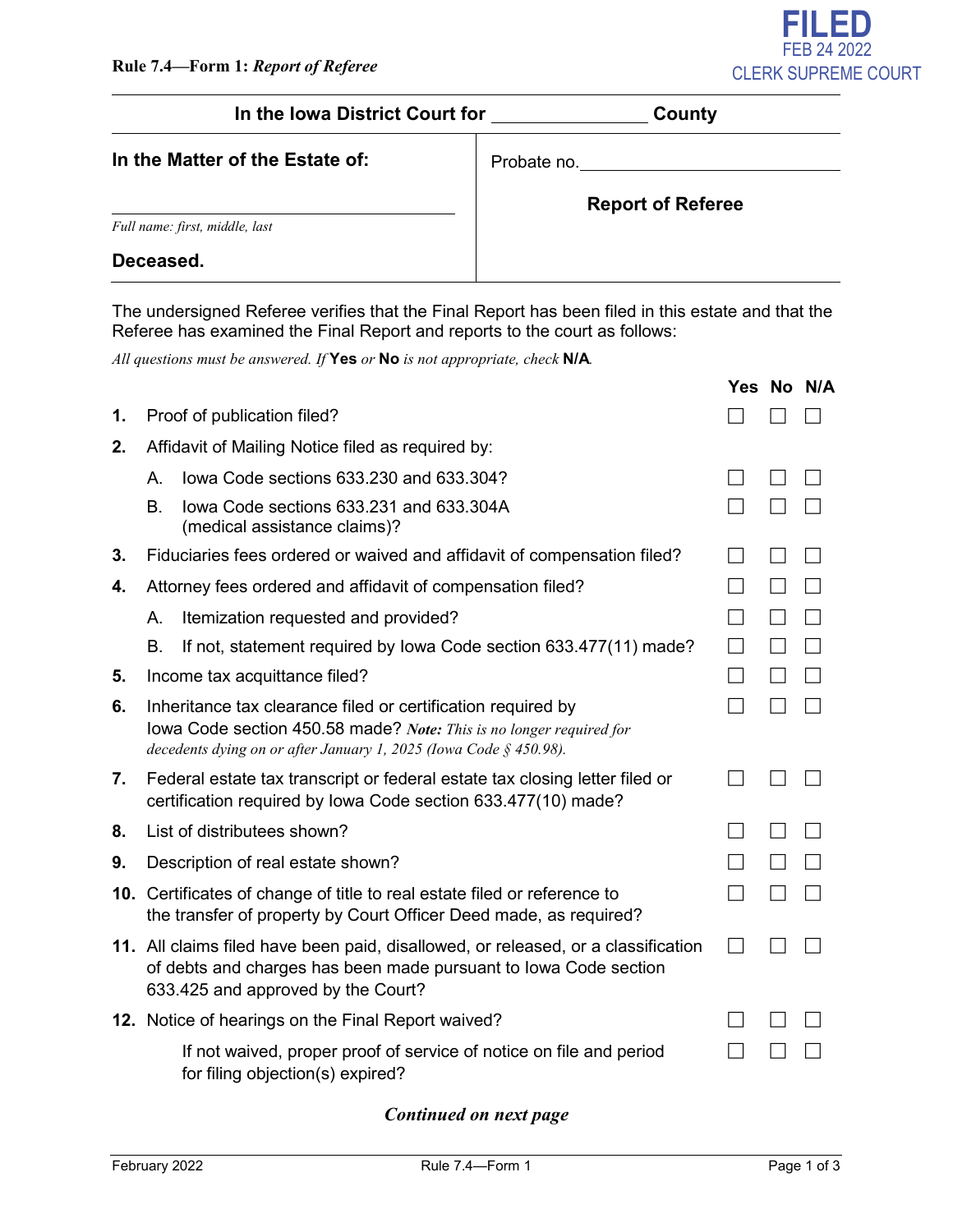FILED
FEB 24 2022
CLERK SUPREME COURT

**Rule 7.4—Form 1:** ***Report of Referee***

**In the Iowa District Court for \_\_\_\_\_\_\_\_\_\_\_\_\_\_\_\_ County**

| **In the Matter of the Estate of:** | Probate no.\_\_\_\_\_\_\_\_\_\_\_\_\_\_\_\_\_\_\_\_ |
|---|---|
| \_\_\_\_\_\_\_\_\_\_\_\_\_\_\_\_\_\_\_\_\_\_\_\_\_\_\_\_\_\_ *Full name: first, middle, last* | **Report of Referee** |
| **Deceased.** | |

The undersigned Referee verifies that the Final Report has been filed in this estate and that the Referee has examined the Final Report and reports to the court as follows:

*All questions must be answered. If* **Yes** *or* **No** *is not appropriate, check* **N/A***.*

| | | Yes | No | N/A |
|---|---|---|---|---|
| **1.** | Proof of publication filed? | ☐ | ☐ | ☐ |
| **2.** | Affidavit of Mailing Notice filed as required by: | | | |
| | A. Iowa Code sections 633.230 and 633.304? | ☐ | ☐ | ☐ |
| | B. Iowa Code sections 633.231 and 633.304A (medical assistance claims)? | ☐ | ☐ | ☐ |
| **3.** | Fiduciaries fees ordered or waived and affidavit of compensation filed? | ☐ | ☐ | ☐ |
| **4.** | Attorney fees ordered and affidavit of compensation filed? | ☐ | ☐ | ☐ |
| | A. Itemization requested and provided? | ☐ | ☐ | ☐ |
| | B. If not, statement required by Iowa Code section 633.477(11) made? | ☐ | ☐ | ☐ |
| **5.** | Income tax acquittance filed? | ☐ | ☐ | ☐ |
| **6.** | Inheritance tax clearance filed or certification required by Iowa Code section 450.58 made? ***Note:*** *This is no longer required for decedents dying on or after January 1, 2025 (Iowa Code § 450.98).* | ☐ | ☐ | ☐ |
| **7.** | Federal estate tax transcript or federal estate tax closing letter filed or certification required by Iowa Code section 633.477(10) made? | ☐ | ☐ | ☐ |
| **8.** | List of distributees shown? | ☐ | ☐ | ☐ |
| **9.** | Description of real estate shown? | ☐ | ☐ | ☐ |
| **10.** | Certificates of change of title to real estate filed or reference to the transfer of property by Court Officer Deed made, as required? | ☐ | ☐ | ☐ |
| **11.** | All claims filed have been paid, disallowed, or released, or a classification of debts and charges has been made pursuant to Iowa Code section 633.425 and approved by the Court? | ☐ | ☐ | ☐ |
| **12.** | Notice of hearings on the Final Report waived? | ☐ | ☐ | ☐ |
| | If not waived, proper proof of service of notice on file and period for filing objection(s) expired? | ☐ | ☐ | ☐ |

***Continued on next page***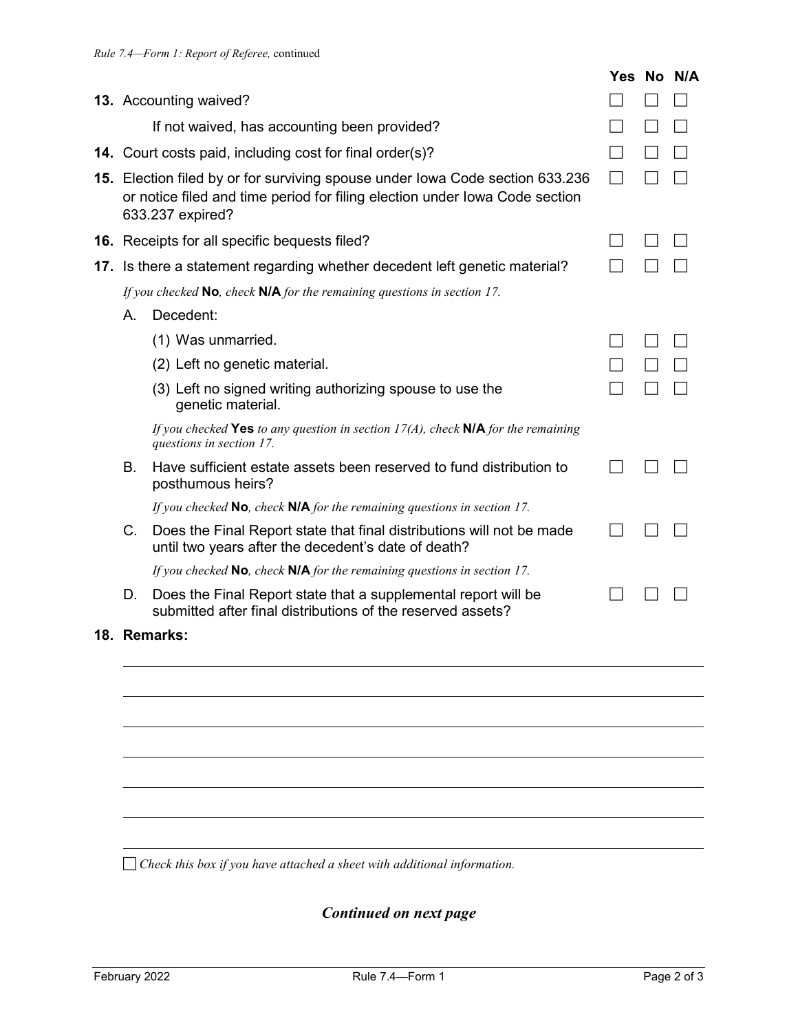*Rule 7.4—Form 1: Report of Referee,* continued

| | Yes | No | N/A |
|---|---|---|---|
| **13.** Accounting waived? | ☐ | ☐ | ☐ |
| If not waived, has accounting been provided? | ☐ | ☐ | ☐ |
| **14.** Court costs paid, including cost for final order(s)? | ☐ | ☐ | ☐ |
| **15.** Election filed by or for surviving spouse under Iowa Code section 633.236 or notice filed and time period for filing election under Iowa Code section 633.237 expired? | ☐ | ☐ | ☐ |
| **16.** Receipts for all specific bequests filed? | ☐ | ☐ | ☐ |
| **17.** Is there a statement regarding whether decedent left genetic material? | ☐ | ☐ | ☐ |
| *If you checked* **No***, check* **N/A** *for the remaining questions in section 17.* | | | |
| A. Decedent: | | | |
| (1) Was unmarried. | ☐ | ☐ | ☐ |
| (2) Left no genetic material. | ☐ | ☐ | ☐ |
| (3) Left no signed writing authorizing spouse to use the genetic material. | ☐ | ☐ | ☐ |
| *If you checked* **Yes** *to any question in section 17(A), check* **N/A** *for the remaining questions in section 17.* | | | |
| B. Have sufficient estate assets been reserved to fund distribution to posthumous heirs? | ☐ | ☐ | ☐ |
| *If you checked* **No***, check* **N/A** *for the remaining questions in section 17.* | | | |
| C. Does the Final Report state that final distributions will not be made until two years after the decedent's date of death? | ☐ | ☐ | ☐ |
| *If you checked* **No***, check* **N/A** *for the remaining questions in section 17.* | | | |
| D. Does the Final Report state that a supplemental report will be submitted after final distributions of the reserved assets? | ☐ | ☐ | ☐ |

**18. Remarks:**

\_\_\_\_\_\_\_\_\_\_\_\_\_\_\_\_\_\_\_\_\_\_\_\_\_\_\_\_\_\_\_\_\_\_\_\_\_\_\_\_\_\_\_\_\_\_\_\_\_\_\_\_\_\_\_\_\_\_\_\_

\_\_\_\_\_\_\_\_\_\_\_\_\_\_\_\_\_\_\_\_\_\_\_\_\_\_\_\_\_\_\_\_\_\_\_\_\_\_\_\_\_\_\_\_\_\_\_\_\_\_\_\_\_\_\_\_\_\_\_\_

\_\_\_\_\_\_\_\_\_\_\_\_\_\_\_\_\_\_\_\_\_\_\_\_\_\_\_\_\_\_\_\_\_\_\_\_\_\_\_\_\_\_\_\_\_\_\_\_\_\_\_\_\_\_\_\_\_\_\_\_

\_\_\_\_\_\_\_\_\_\_\_\_\_\_\_\_\_\_\_\_\_\_\_\_\_\_\_\_\_\_\_\_\_\_\_\_\_\_\_\_\_\_\_\_\_\_\_\_\_\_\_\_\_\_\_\_\_\_\_\_

\_\_\_\_\_\_\_\_\_\_\_\_\_\_\_\_\_\_\_\_\_\_\_\_\_\_\_\_\_\_\_\_\_\_\_\_\_\_\_\_\_\_\_\_\_\_\_\_\_\_\_\_\_\_\_\_\_\_\_\_

\_\_\_\_\_\_\_\_\_\_\_\_\_\_\_\_\_\_\_\_\_\_\_\_\_\_\_\_\_\_\_\_\_\_\_\_\_\_\_\_\_\_\_\_\_\_\_\_\_\_\_\_\_\_\_\_\_\_\_\_

\_\_\_\_\_\_\_\_\_\_\_\_\_\_\_\_\_\_\_\_\_\_\_\_\_\_\_\_\_\_\_\_\_\_\_\_\_\_\_\_\_\_\_\_\_\_\_\_\_\_\_\_\_\_\_\_\_\_\_\_

☐ *Check this box if you have attached a sheet with additional information.*

***Continued on next page***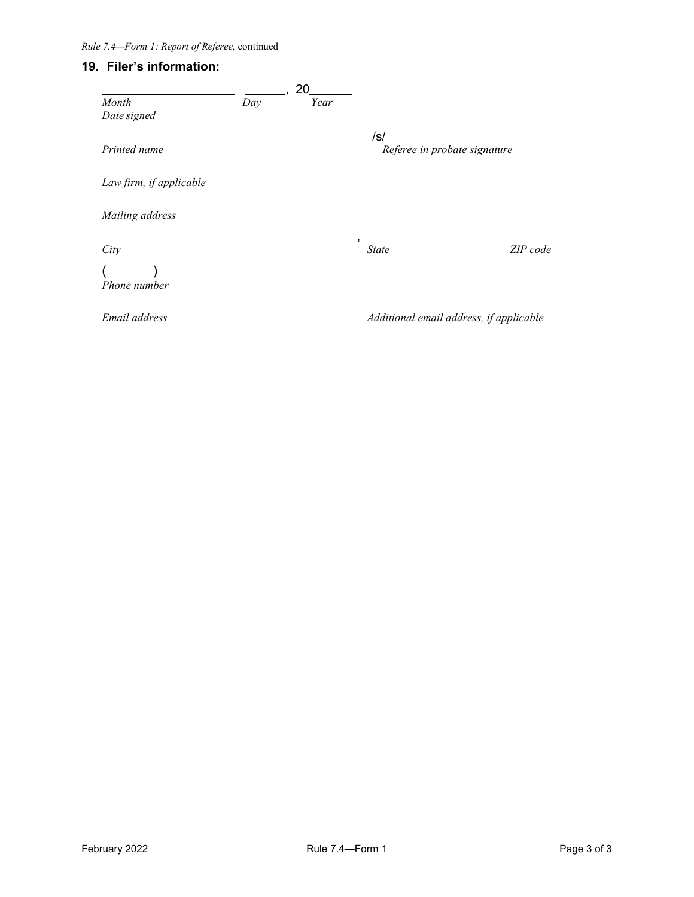*Rule 7.4—Form 1: Report of Referee,* continued

## 19. Filer's information:

\_\_\_\_\_\_\_\_\_\_\_\_\_\_\_\_\_\_\_\_ \_\_\_\_\_\_\_, 20\_\_\_\_\_\_\_
*Month* *Day* *Year*
*Date signed*

\_\_\_\_\_\_\_\_\_\_\_\_\_\_\_\_\_\_\_\_\_\_\_\_\_\_\_\_\_\_\_\_\_\_ /s/\_\_\_\_\_\_\_\_\_\_\_\_\_\_\_\_\_\_\_\_\_\_\_\_\_\_\_\_\_\_\_\_\_\_
*Printed name* *Referee in probate signature*

\_\_\_\_\_\_\_\_\_\_\_\_\_\_\_\_\_\_\_\_\_\_\_\_\_\_\_\_\_\_\_\_\_\_\_\_\_\_\_\_\_\_\_\_\_\_\_\_\_\_\_\_\_\_\_\_\_\_\_\_\_\_\_\_\_\_\_\_\_\_\_\_
*Law firm, if applicable*

\_\_\_\_\_\_\_\_\_\_\_\_\_\_\_\_\_\_\_\_\_\_\_\_\_\_\_\_\_\_\_\_\_\_\_\_\_\_\_\_\_\_\_\_\_\_\_\_\_\_\_\_\_\_\_\_\_\_\_\_\_\_\_\_\_\_\_\_\_\_\_\_
*Mailing address*

\_\_\_\_\_\_\_\_\_\_\_\_\_\_\_\_\_\_\_\_\_\_\_\_\_\_\_\_\_\_\_\_\_\_\_\_\_\_, \_\_\_\_\_\_\_\_\_\_\_\_\_\_\_\_\_\_\_\_ \_\_\_\_\_\_\_\_\_\_\_\_\_\_\_
*City* *State* *ZIP code*

(\_\_\_\_\_\_\_) \_\_\_\_\_\_\_\_\_\_\_\_\_\_\_\_\_\_\_\_\_\_\_\_\_\_\_\_\_\_
*Phone number*

\_\_\_\_\_\_\_\_\_\_\_\_\_\_\_\_\_\_\_\_\_\_\_\_\_\_\_\_\_\_\_\_\_\_\_\_\_\_ \_\_\_\_\_\_\_\_\_\_\_\_\_\_\_\_\_\_\_\_\_\_\_\_\_\_\_\_\_\_\_\_\_\_\_\_\_\_
*Email address* *Additional email address, if applicable*